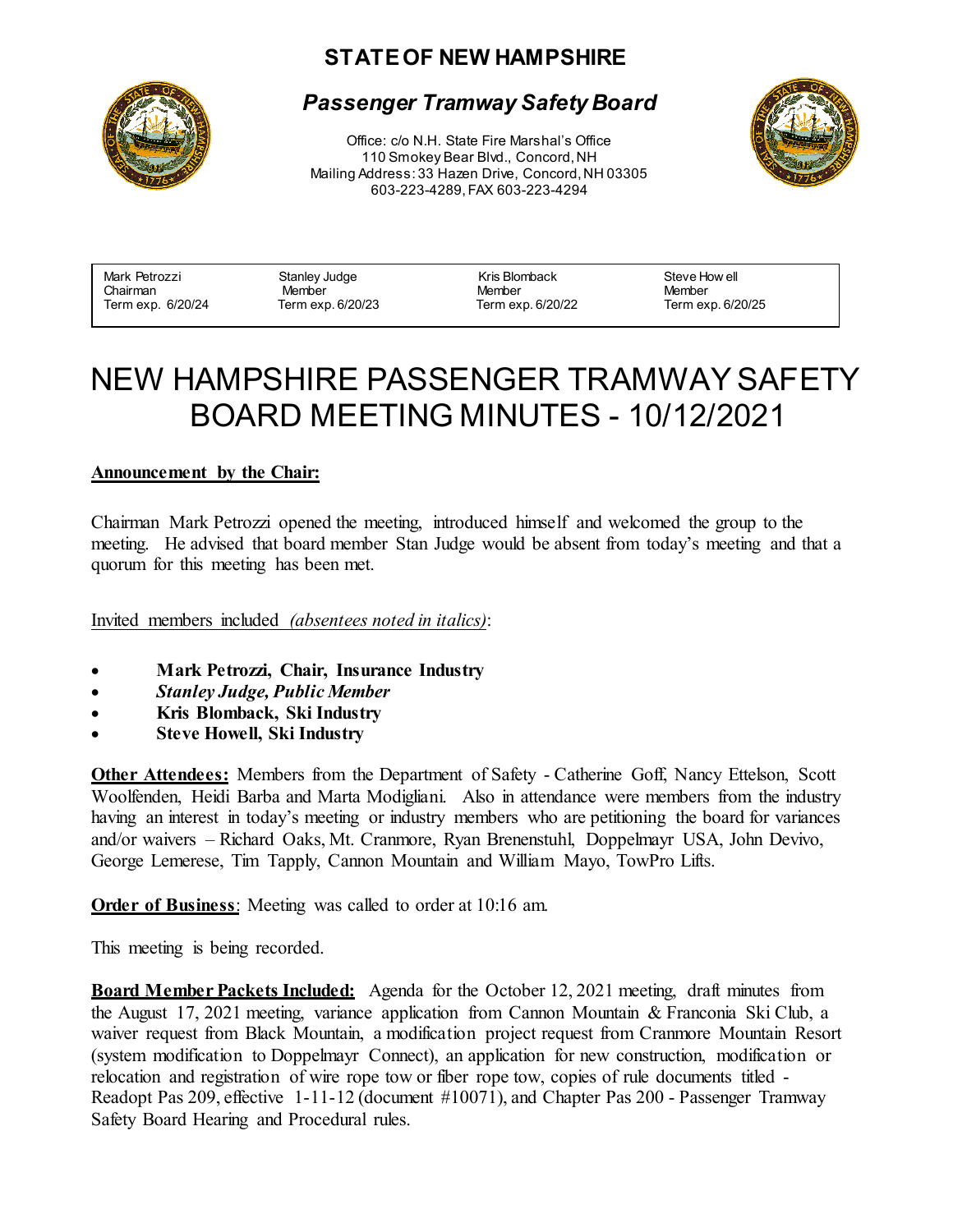# STATE OF NEW HAMPSHIRE

## *Passenger Tramway Safety Board*

Office: c/o N.H. State Fire Marshal's Office
110 Smokey Bear Blvd., Concord, NH
Mailing Address: 33 Hazen Drive, Concord, NH 03305
603-223-4289, FAX 603-223-4294

| Mark Petrozzi | Stanley Judge | Kris Blomback | Steve Howell |
|---|---|---|---|
| Chairman | Member | Member | Member |
| Term exp. 6/20/24 | Term exp. 6/20/23 | Term exp. 6/20/22 | Term exp. 6/20/25 |

# NEW HAMPSHIRE PASSENGER TRAMWAY SAFETY BOARD MEETING MINUTES - 10/12/2021

**Announcement by the Chair:**

Chairman Mark Petrozzi opened the meeting, introduced himself and welcomed the group to the meeting. He advised that board member Stan Judge would be absent from today's meeting and that a quorum for this meeting has been met.

Invited members included *(absentees noted in italics)*:

- **Mark Petrozzi, Chair, Insurance Industry**
- ***Stanley Judge, Public Member***
- **Kris Blomback, Ski Industry**
- **Steve Howell, Ski Industry**

**Other Attendees:** Members from the Department of Safety - Catherine Goff, Nancy Ettelson, Scott Woolfenden, Heidi Barba and Marta Modigliani. Also in attendance were members from the industry having an interest in today's meeting or industry members who are petitioning the board for variances and/or waivers – Richard Oaks, Mt. Cranmore, Ryan Brenenstuhl, Doppelmayr USA, John Devivo, George Lemerese, Tim Tapply, Cannon Mountain and William Mayo, TowPro Lifts.

**Order of Business**: Meeting was called to order at 10:16 am.

This meeting is being recorded.

**Board Member Packets Included:** Agenda for the October 12, 2021 meeting, draft minutes from the August 17, 2021 meeting, variance application from Cannon Mountain & Franconia Ski Club, a waiver request from Black Mountain, a modification project request from Cranmore Mountain Resort (system modification to Doppelmayr Connect), an application for new construction, modification or relocation and registration of wire rope tow or fiber rope tow, copies of rule documents titled - Readopt Pas 209, effective 1-11-12 (document #10071), and Chapter Pas 200 - Passenger Tramway Safety Board Hearing and Procedural rules.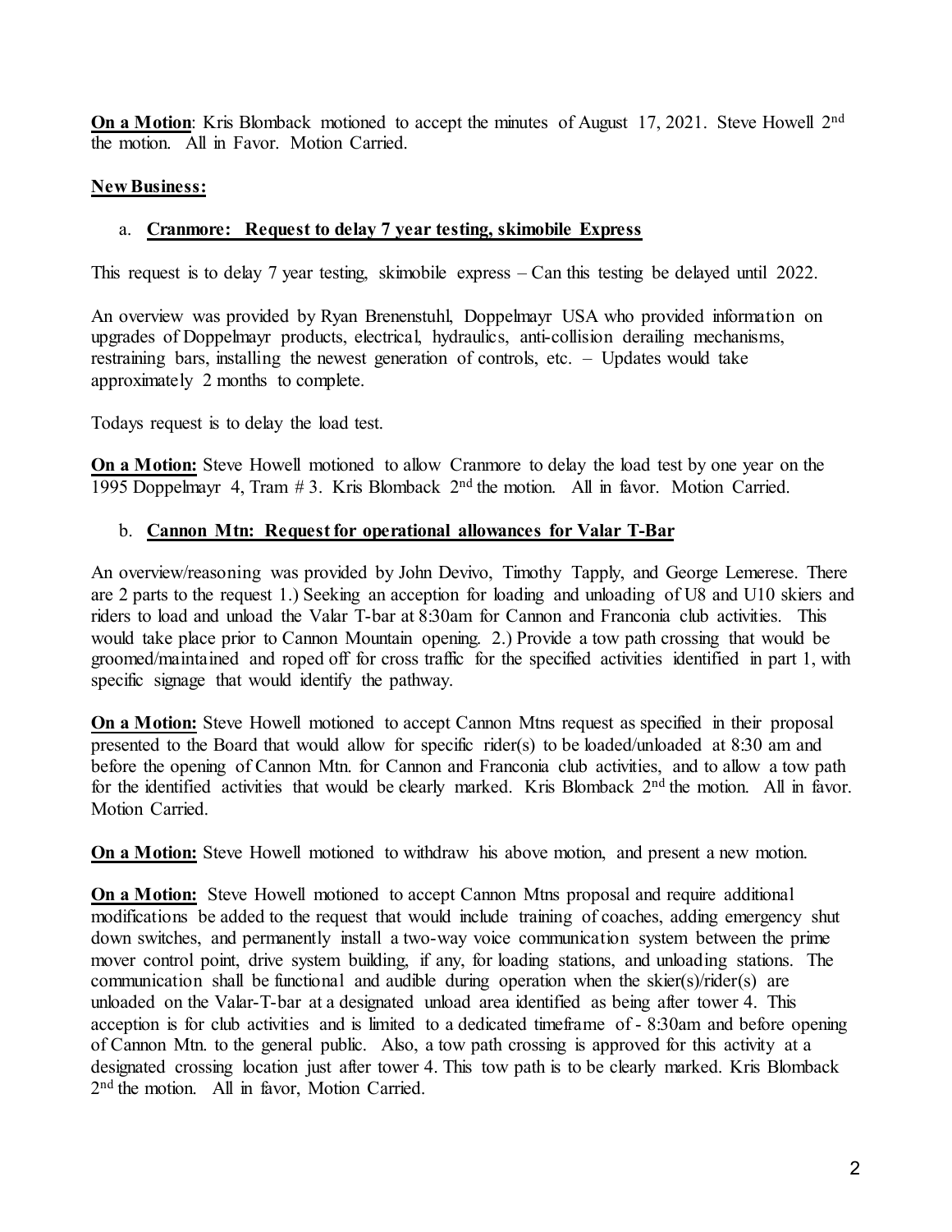**On a Motion**: Kris Blomback motioned to accept the minutes of August 17, 2021. Steve Howell 2nd the motion. All in Favor. Motion Carried.

**New Business:**

a. **Cranmore: Request to delay 7 year testing, skimobile Express**

This request is to delay 7 year testing, skimobile express – Can this testing be delayed until 2022.

An overview was provided by Ryan Brenenstuhl, Doppelmayr USA who provided information on upgrades of Doppelmayr products, electrical, hydraulics, anti-collision derailing mechanisms, restraining bars, installing the newest generation of controls, etc. – Updates would take approximately 2 months to complete.

Todays request is to delay the load test.

**On a Motion:** Steve Howell motioned to allow Cranmore to delay the load test by one year on the 1995 Doppelmayr 4, Tram # 3. Kris Blomback 2nd the motion. All in favor. Motion Carried.

b. **Cannon Mtn: Request for operational allowances for Valar T-Bar**

An overview/reasoning was provided by John Devivo, Timothy Tapply, and George Lemerese. There are 2 parts to the request 1.) Seeking an acception for loading and unloading of U8 and U10 skiers and riders to load and unload the Valar T-bar at 8:30am for Cannon and Franconia club activities. This would take place prior to Cannon Mountain opening. 2.) Provide a tow path crossing that would be groomed/maintained and roped off for cross traffic for the specified activities identified in part 1, with specific signage that would identify the pathway.

**On a Motion:** Steve Howell motioned to accept Cannon Mtns request as specified in their proposal presented to the Board that would allow for specific rider(s) to be loaded/unloaded at 8:30 am and before the opening of Cannon Mtn. for Cannon and Franconia club activities, and to allow a tow path for the identified activities that would be clearly marked. Kris Blomback 2nd the motion. All in favor. Motion Carried.

**On a Motion:** Steve Howell motioned to withdraw his above motion, and present a new motion.

**On a Motion:** Steve Howell motioned to accept Cannon Mtns proposal and require additional modifications be added to the request that would include training of coaches, adding emergency shut down switches, and permanently install a two-way voice communication system between the prime mover control point, drive system building, if any, for loading stations, and unloading stations. The communication shall be functional and audible during operation when the skier(s)/rider(s) are unloaded on the Valar-T-bar at a designated unload area identified as being after tower 4. This acception is for club activities and is limited to a dedicated timeframe of - 8:30am and before opening of Cannon Mtn. to the general public. Also, a tow path crossing is approved for this activity at a designated crossing location just after tower 4. This tow path is to be clearly marked. Kris Blomback 2nd the motion. All in favor, Motion Carried.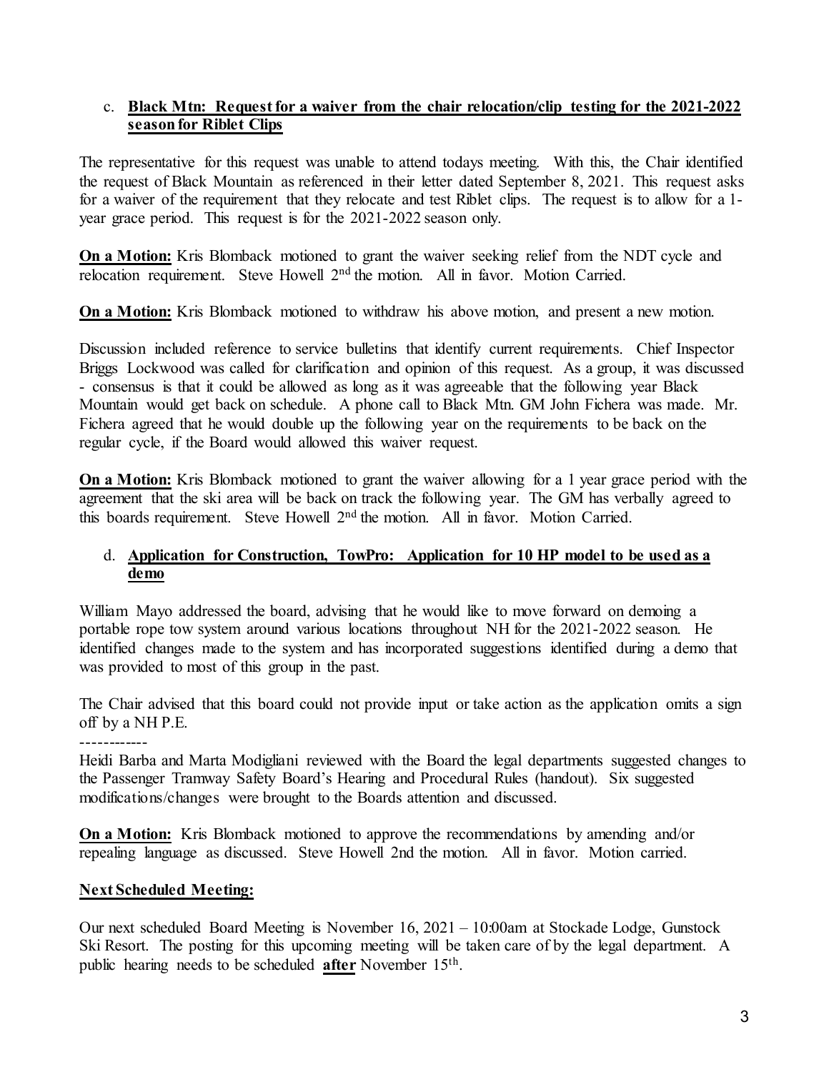c. **Black Mtn: Request for a waiver from the chair relocation/clip testing for the 2021-2022 season for Riblet Clips**

The representative for this request was unable to attend todays meeting. With this, the Chair identified the request of Black Mountain as referenced in their letter dated September 8, 2021. This request asks for a waiver of the requirement that they relocate and test Riblet clips. The request is to allow for a 1-year grace period. This request is for the 2021-2022 season only.

**On a Motion:** Kris Blomback motioned to grant the waiver seeking relief from the NDT cycle and relocation requirement. Steve Howell 2nd the motion. All in favor. Motion Carried.

**On a Motion:** Kris Blomback motioned to withdraw his above motion, and present a new motion.

Discussion included reference to service bulletins that identify current requirements. Chief Inspector Briggs Lockwood was called for clarification and opinion of this request. As a group, it was discussed - consensus is that it could be allowed as long as it was agreeable that the following year Black Mountain would get back on schedule. A phone call to Black Mtn. GM John Fichera was made. Mr. Fichera agreed that he would double up the following year on the requirements to be back on the regular cycle, if the Board would allowed this waiver request.

**On a Motion:** Kris Blomback motioned to grant the waiver allowing for a 1 year grace period with the agreement that the ski area will be back on track the following year. The GM has verbally agreed to this boards requirement. Steve Howell 2nd the motion. All in favor. Motion Carried.

d. **Application for Construction, TowPro: Application for 10 HP model to be used as a demo**

William Mayo addressed the board, advising that he would like to move forward on demoing a portable rope tow system around various locations throughout NH for the 2021-2022 season. He identified changes made to the system and has incorporated suggestions identified during a demo that was provided to most of this group in the past.

The Chair advised that this board could not provide input or take action as the application omits a sign off by a NH P.E.

------------

Heidi Barba and Marta Modigliani reviewed with the Board the legal departments suggested changes to the Passenger Tramway Safety Board's Hearing and Procedural Rules (handout). Six suggested modifications/changes were brought to the Boards attention and discussed.

**On a Motion:** Kris Blomback motioned to approve the recommendations by amending and/or repealing language as discussed. Steve Howell 2nd the motion. All in favor. Motion carried.

**Next Scheduled Meeting:**

Our next scheduled Board Meeting is November 16, 2021 – 10:00am at Stockade Lodge, Gunstock Ski Resort. The posting for this upcoming meeting will be taken care of by the legal department. A public hearing needs to be scheduled **after** November 15th.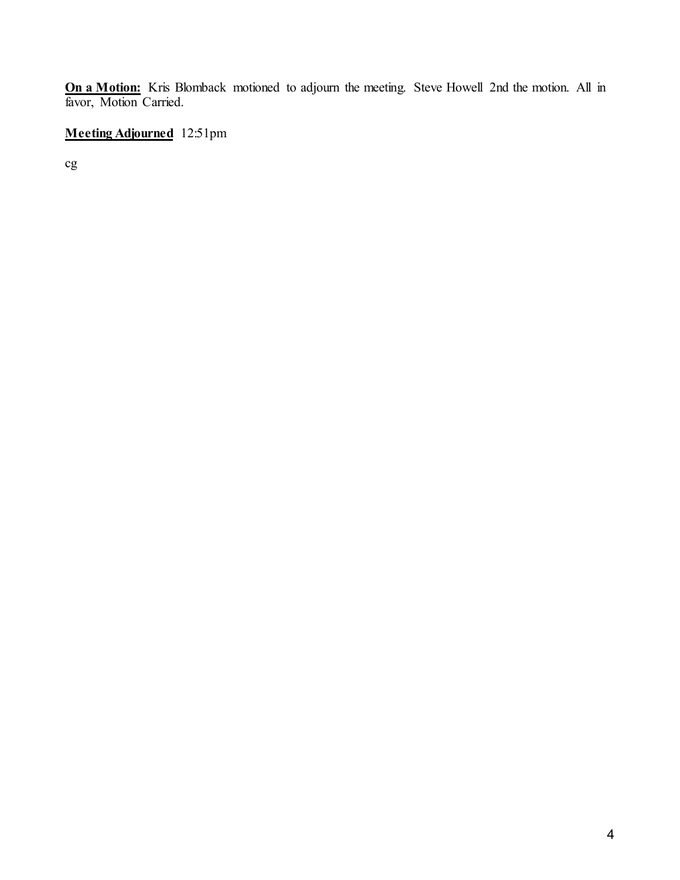**On a Motion:** Kris Blomback motioned to adjourn the meeting. Steve Howell 2nd the motion. All in favor, Motion Carried.

**Meeting Adjourned** 12:51pm

cg